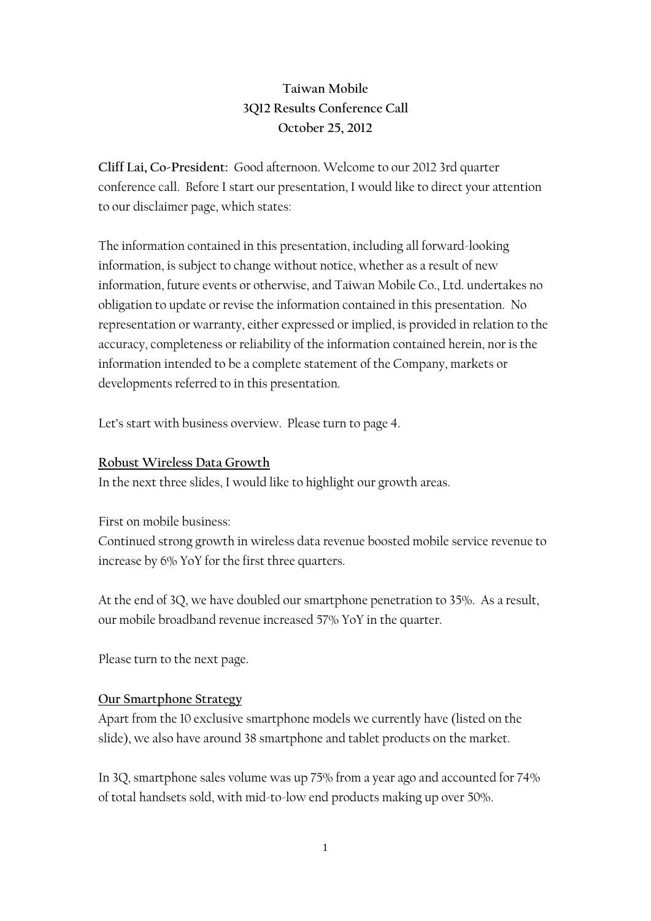# Taiwan Mobile
## 3Q12 Results Conference Call
### October 25, 2012

**Cliff Lai, Co-President:** Good afternoon. Welcome to our 2012 3rd quarter conference call. Before I start our presentation, I would like to direct your attention to our disclaimer page, which states:

The information contained in this presentation, including all forward-looking information, is subject to change without notice, whether as a result of new information, future events or otherwise, and Taiwan Mobile Co., Ltd. undertakes no obligation to update or revise the information contained in this presentation. No representation or warranty, either expressed or implied, is provided in relation to the accuracy, completeness or reliability of the information contained herein, nor is the information intended to be a complete statement of the Company, markets or developments referred to in this presentation.

Let's start with business overview. Please turn to page 4.

**<u>Robust Wireless Data Growth</u>**

In the next three slides, I would like to highlight our growth areas.

First on mobile business:

Continued strong growth in wireless data revenue boosted mobile service revenue to increase by 6% YoY for the first three quarters.

At the end of 3Q, we have doubled our smartphone penetration to 35%. As a result, our mobile broadband revenue increased 57% YoY in the quarter.

Please turn to the next page.

**<u>Our Smartphone Strategy</u>**

Apart from the 10 exclusive smartphone models we currently have (listed on the slide), we also have around 38 smartphone and tablet products on the market.

In 3Q, smartphone sales volume was up 75% from a year ago and accounted for 74% of total handsets sold, with mid-to-low end products making up over 50%.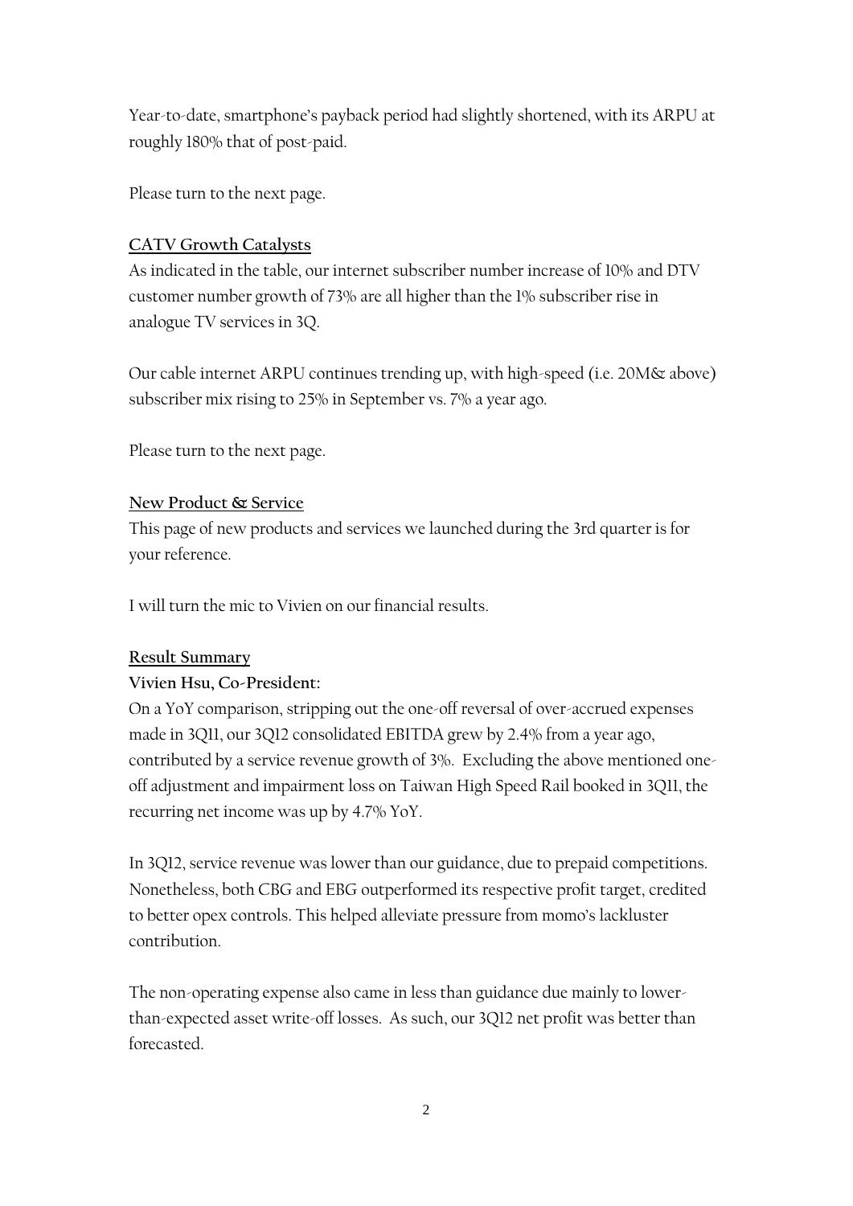Year-to-date, smartphone's payback period had slightly shortened, with its ARPU at roughly 180% that of post-paid.

Please turn to the next page.

## CATV Growth Catalysts

As indicated in the table, our internet subscriber number increase of 10% and DTV customer number growth of 73% are all higher than the 1% subscriber rise in analogue TV services in 3Q.

Our cable internet ARPU continues trending up, with high-speed (i.e. 20M& above) subscriber mix rising to 25% in September vs. 7% a year ago.

Please turn to the next page.

## New Product & Service

This page of new products and services we launched during the 3rd quarter is for your reference.

I will turn the mic to Vivien on our financial results.

## Result Summary

**Vivien Hsu, Co-President:**

On a YoY comparison, stripping out the one-off reversal of over-accrued expenses made in 3Q11, our 3Q12 consolidated EBITDA grew by 2.4% from a year ago, contributed by a service revenue growth of 3%. Excluding the above mentioned one-off adjustment and impairment loss on Taiwan High Speed Rail booked in 3Q11, the recurring net income was up by 4.7% YoY.

In 3Q12, service revenue was lower than our guidance, due to prepaid competitions. Nonetheless, both CBG and EBG outperformed its respective profit target, credited to better opex controls. This helped alleviate pressure from momo's lackluster contribution.

The non-operating expense also came in less than guidance due mainly to lower-than-expected asset write-off losses. As such, our 3Q12 net profit was better than forecasted.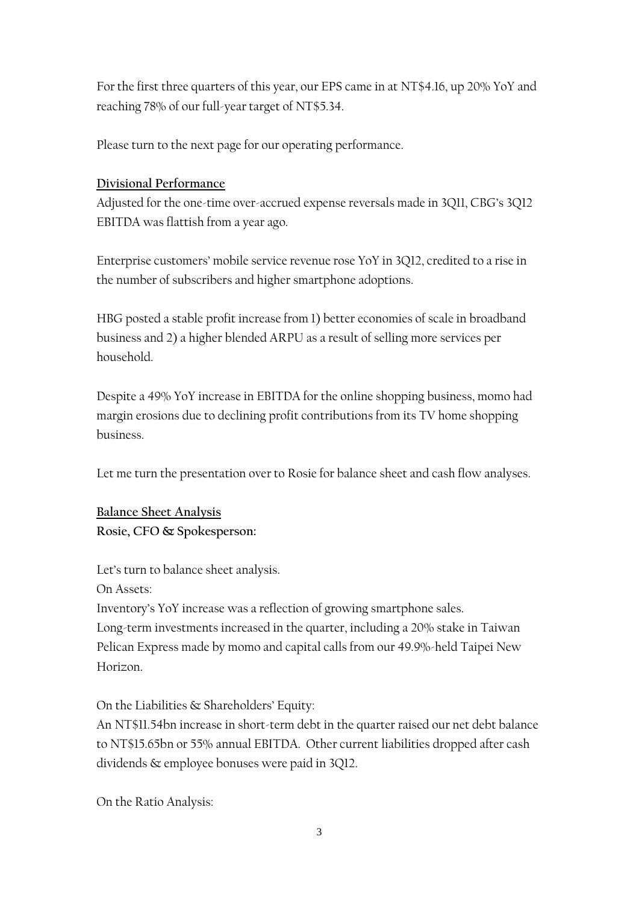For the first three quarters of this year, our EPS came in at NT$4.16, up 20% YoY and reaching 78% of our full-year target of NT$5.34.

Please turn to the next page for our operating performance.

**Divisional Performance**

Adjusted for the one-time over-accrued expense reversals made in 3Q11, CBG's 3Q12 EBITDA was flattish from a year ago.

Enterprise customers' mobile service revenue rose YoY in 3Q12, credited to a rise in the number of subscribers and higher smartphone adoptions.

HBG posted a stable profit increase from 1) better economies of scale in broadband business and 2) a higher blended ARPU as a result of selling more services per household.

Despite a 49% YoY increase in EBITDA for the online shopping business, momo had margin erosions due to declining profit contributions from its TV home shopping business.

Let me turn the presentation over to Rosie for balance sheet and cash flow analyses.

**Balance Sheet Analysis**

**Rosie, CFO & Spokesperson:**

Let's turn to balance sheet analysis.

On Assets:

Inventory's YoY increase was a reflection of growing smartphone sales.

Long-term investments increased in the quarter, including a 20% stake in Taiwan Pelican Express made by momo and capital calls from our 49.9%-held Taipei New Horizon.

On the Liabilities & Shareholders' Equity:

An NT$11.54bn increase in short-term debt in the quarter raised our net debt balance to NT$15.65bn or 55% annual EBITDA. Other current liabilities dropped after cash dividends & employee bonuses were paid in 3Q12.

On the Ratio Analysis: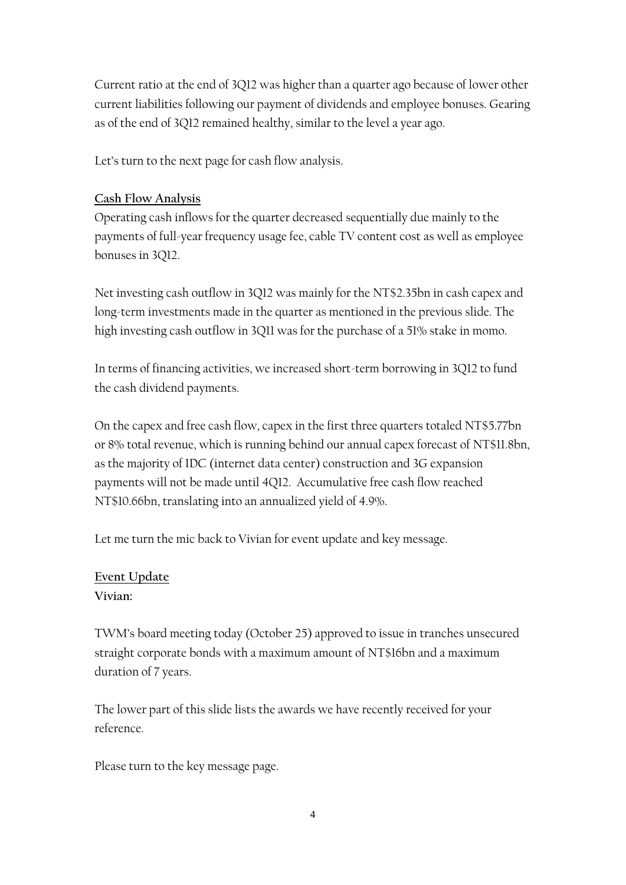Current ratio at the end of 3Q12 was higher than a quarter ago because of lower other current liabilities following our payment of dividends and employee bonuses. Gearing as of the end of 3Q12 remained healthy, similar to the level a year ago.

Let's turn to the next page for cash flow analysis.

## Cash Flow Analysis

Operating cash inflows for the quarter decreased sequentially due mainly to the payments of full-year frequency usage fee, cable TV content cost as well as employee bonuses in 3Q12.

Net investing cash outflow in 3Q12 was mainly for the NT$2.35bn in cash capex and long-term investments made in the quarter as mentioned in the previous slide. The high investing cash outflow in 3Q11 was for the purchase of a 51% stake in momo.

In terms of financing activities, we increased short-term borrowing in 3Q12 to fund the cash dividend payments.

On the capex and free cash flow, capex in the first three quarters totaled NT$5.77bn or 8% total revenue, which is running behind our annual capex forecast of NT$11.8bn, as the majority of IDC (internet data center) construction and 3G expansion payments will not be made until 4Q12. Accumulative free cash flow reached NT$10.66bn, translating into an annualized yield of 4.9%.

Let me turn the mic back to Vivian for event update and key message.

## Event Update

**Vivian:**

TWM's board meeting today (October 25) approved to issue in tranches unsecured straight corporate bonds with a maximum amount of NT$16bn and a maximum duration of 7 years.

The lower part of this slide lists the awards we have recently received for your reference.

Please turn to the key message page.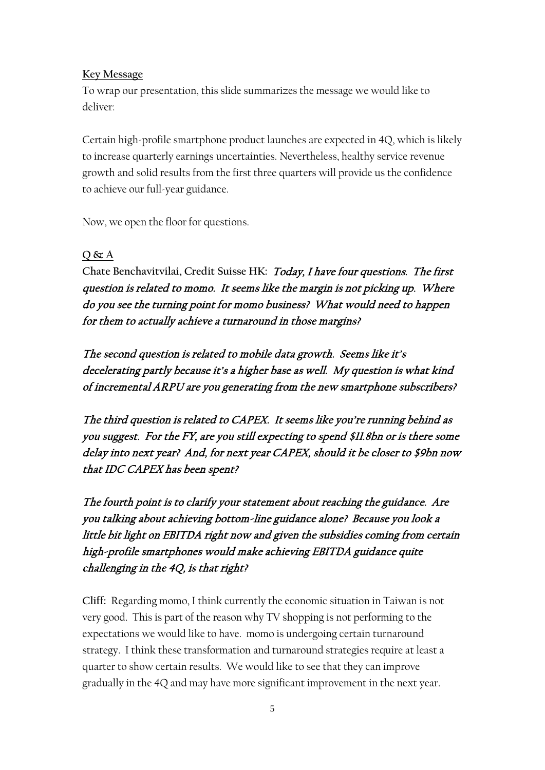**Key Message**

To wrap our presentation, this slide summarizes the message we would like to deliver:

Certain high-profile smartphone product launches are expected in 4Q, which is likely to increase quarterly earnings uncertainties. Nevertheless, healthy service revenue growth and solid results from the first three quarters will provide us the confidence to achieve our full-year guidance.

Now, we open the floor for questions.

**Q & A**

**Chate Benchavitvilai, Credit Suisse HK:** ***Today, I have four questions. The first question is related to momo. It seems like the margin is not picking up. Where do you see the turning point for momo business? What would need to happen for them to actually achieve a turnaround in those margins?***

***The second question is related to mobile data growth. Seems like it's decelerating partly because it's a higher base as well. My question is what kind of incremental ARPU are you generating from the new smartphone subscribers?***

***The third question is related to CAPEX. It seems like you're running behind as you suggest. For the FY, are you still expecting to spend $11.8bn or is there some delay into next year? And, for next year CAPEX, should it be closer to $9bn now that IDC CAPEX has been spent?***

***The fourth point is to clarify your statement about reaching the guidance. Are you talking about achieving bottom-line guidance alone? Because you look a little bit light on EBITDA right now and given the subsidies coming from certain high-profile smartphones would make achieving EBITDA guidance quite challenging in the 4Q, is that right?***

**Cliff:** Regarding momo, I think currently the economic situation in Taiwan is not very good. This is part of the reason why TV shopping is not performing to the expectations we would like to have. momo is undergoing certain turnaround strategy. I think these transformation and turnaround strategies require at least a quarter to show certain results. We would like to see that they can improve gradually in the 4Q and may have more significant improvement in the next year.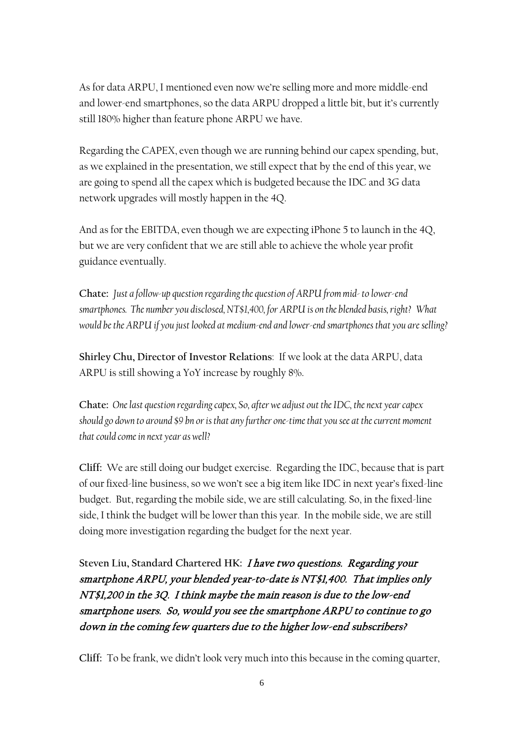As for data ARPU, I mentioned even now we're selling more and more middle-end and lower-end smartphones, so the data ARPU dropped a little bit, but it's currently still 180% higher than feature phone ARPU we have.

Regarding the CAPEX, even though we are running behind our capex spending, but, as we explained in the presentation, we still expect that by the end of this year, we are going to spend all the capex which is budgeted because the IDC and 3G data network upgrades will mostly happen in the 4Q.

And as for the EBITDA, even though we are expecting iPhone 5 to launch in the 4Q, but we are very confident that we are still able to achieve the whole year profit guidance eventually.

**Chate:** *Just a follow-up question regarding the question of ARPU from mid- to lower-end smartphones. The number you disclosed, NT$1,400, for ARPU is on the blended basis, right? What would be the ARPU if you just looked at medium-end and lower-end smartphones that you are selling?*

**Shirley Chu, Director of Investor Relations**: If we look at the data ARPU, data ARPU is still showing a YoY increase by roughly 8%.

**Chate:** *One last question regarding capex, So, after we adjust out the IDC, the next year capex should go down to around $9 bn or is that any further one-time that you see at the current moment that could come in next year as well?*

**Cliff:** We are still doing our budget exercise. Regarding the IDC, because that is part of our fixed-line business, so we won't see a big item like IDC in next year's fixed-line budget. But, regarding the mobile side, we are still calculating. So, in the fixed-line side, I think the budget will be lower than this year. In the mobile side, we are still doing more investigation regarding the budget for the next year.

**Steven Liu, Standard Chartered HK:** ***I have two questions. Regarding your smartphone ARPU, your blended year-to-date is NT$1,400. That implies only NT$1,200 in the 3Q. I think maybe the main reason is due to the low-end smartphone users. So, would you see the smartphone ARPU to continue to go down in the coming few quarters due to the higher low-end subscribers?***

**Cliff:** To be frank, we didn't look very much into this because in the coming quarter,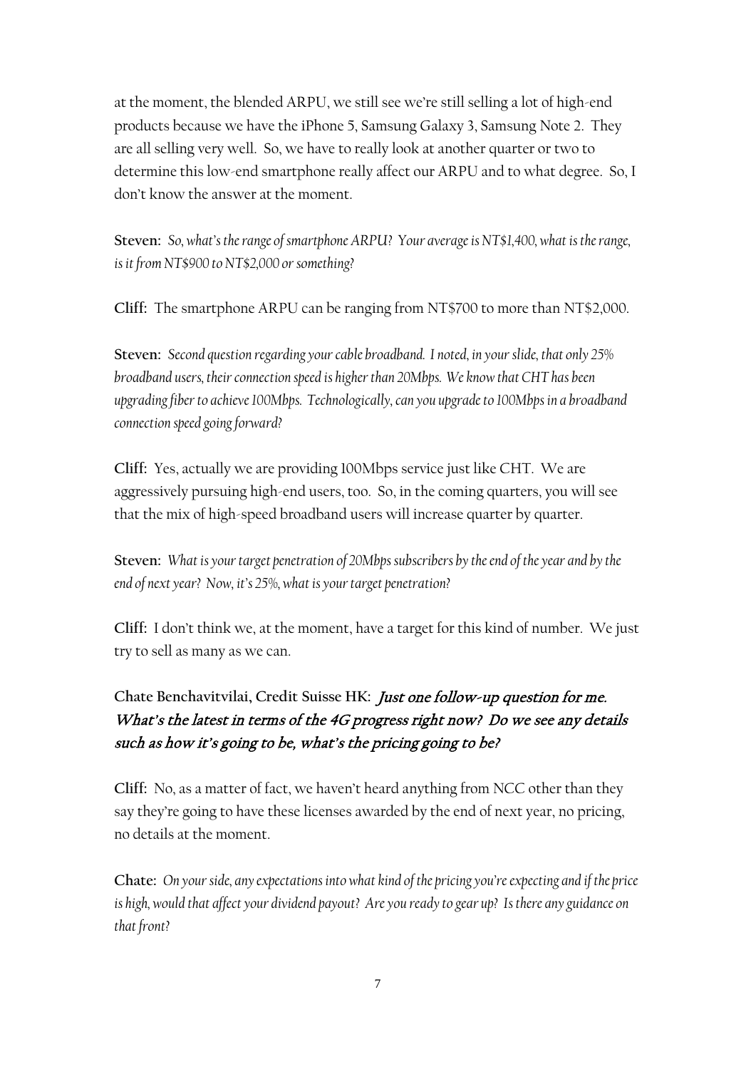at the moment, the blended ARPU, we still see we're still selling a lot of high-end products because we have the iPhone 5, Samsung Galaxy 3, Samsung Note 2. They are all selling very well. So, we have to really look at another quarter or two to determine this low-end smartphone really affect our ARPU and to what degree. So, I don't know the answer at the moment.

**Steven:** *So, what's the range of smartphone ARPU? Your average is NT$1,400, what is the range, is it from NT$900 to NT$2,000 or something?*

**Cliff:** The smartphone ARPU can be ranging from NT$700 to more than NT$2,000.

**Steven:** *Second question regarding your cable broadband. I noted, in your slide, that only 25% broadband users, their connection speed is higher than 20Mbps. We know that CHT has been upgrading fiber to achieve 100Mbps. Technologically, can you upgrade to 100Mbps in a broadband connection speed going forward?*

**Cliff:** Yes, actually we are providing 100Mbps service just like CHT. We are aggressively pursuing high-end users, too. So, in the coming quarters, you will see that the mix of high-speed broadband users will increase quarter by quarter.

**Steven:** *What is your target penetration of 20Mbps subscribers by the end of the year and by the end of next year? Now, it's 25%, what is your target penetration?*

**Cliff:** I don't think we, at the moment, have a target for this kind of number. We just try to sell as many as we can.

**Chate Benchavitvilai, Credit Suisse HK:** ***Just one follow-up question for me. What's the latest in terms of the 4G progress right now? Do we see any details such as how it's going to be, what's the pricing going to be?***

**Cliff:** No, as a matter of fact, we haven't heard anything from NCC other than they say they're going to have these licenses awarded by the end of next year, no pricing, no details at the moment.

**Chate:** *On your side, any expectations into what kind of the pricing you're expecting and if the price is high, would that affect your dividend payout? Are you ready to gear up? Is there any guidance on that front?*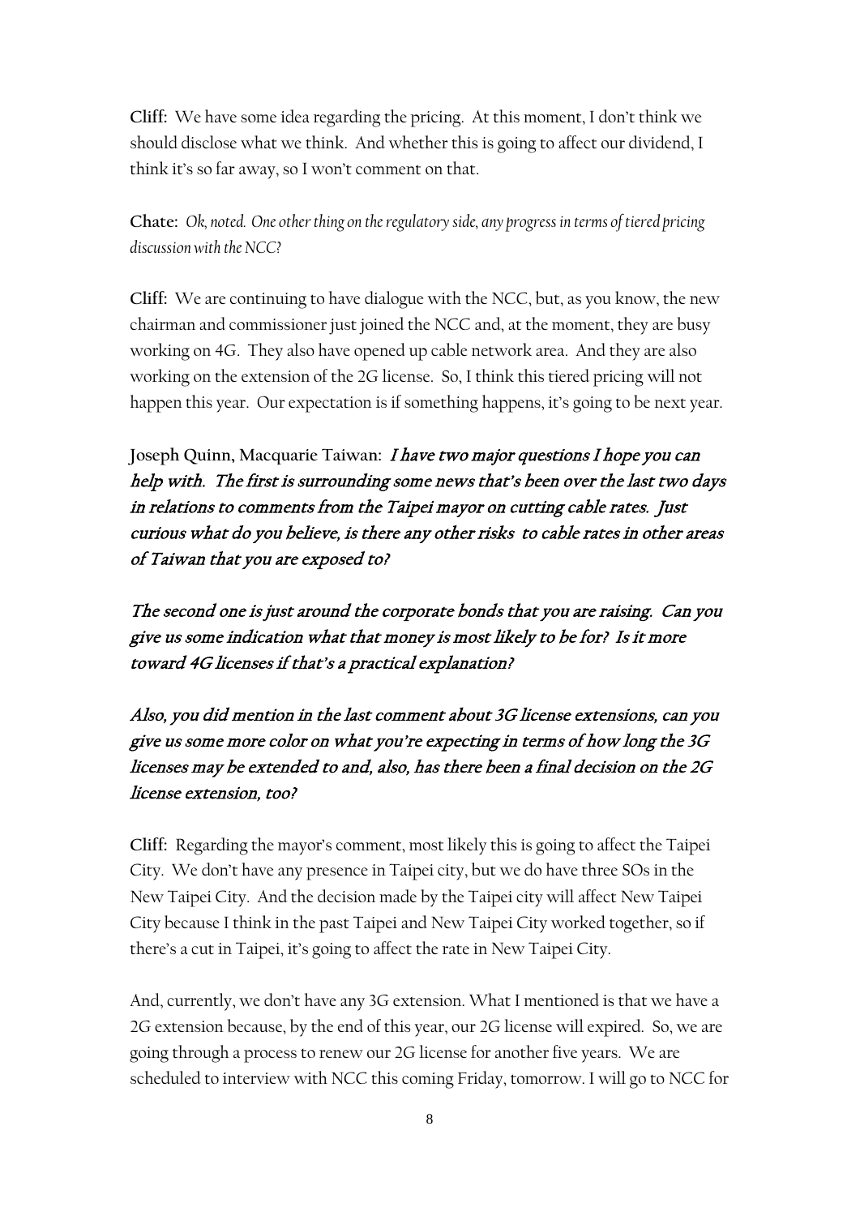**Cliff:** We have some idea regarding the pricing. At this moment, I don't think we should disclose what we think. And whether this is going to affect our dividend, I think it's so far away, so I won't comment on that.

**Chate:** *Ok, noted. One other thing on the regulatory side, any progress in terms of tiered pricing discussion with the NCC?*

**Cliff:** We are continuing to have dialogue with the NCC, but, as you know, the new chairman and commissioner just joined the NCC and, at the moment, they are busy working on 4G. They also have opened up cable network area. And they are also working on the extension of the 2G license. So, I think this tiered pricing will not happen this year. Our expectation is if something happens, it's going to be next year.

**Joseph Quinn, Macquarie Taiwan:** *I have two major questions I hope you can help with. The first is surrounding some news that's been over the last two days in relations to comments from the Taipei mayor on cutting cable rates. Just curious what do you believe, is there any other risks to cable rates in other areas of Taiwan that you are exposed to?*

*The second one is just around the corporate bonds that you are raising. Can you give us some indication what that money is most likely to be for? Is it more toward 4G licenses if that's a practical explanation?*

*Also, you did mention in the last comment about 3G license extensions, can you give us some more color on what you're expecting in terms of how long the 3G licenses may be extended to and, also, has there been a final decision on the 2G license extension, too?*

**Cliff:** Regarding the mayor's comment, most likely this is going to affect the Taipei City. We don't have any presence in Taipei city, but we do have three SOs in the New Taipei City. And the decision made by the Taipei city will affect New Taipei City because I think in the past Taipei and New Taipei City worked together, so if there's a cut in Taipei, it's going to affect the rate in New Taipei City.

And, currently, we don't have any 3G extension. What I mentioned is that we have a 2G extension because, by the end of this year, our 2G license will expired. So, we are going through a process to renew our 2G license for another five years. We are scheduled to interview with NCC this coming Friday, tomorrow. I will go to NCC for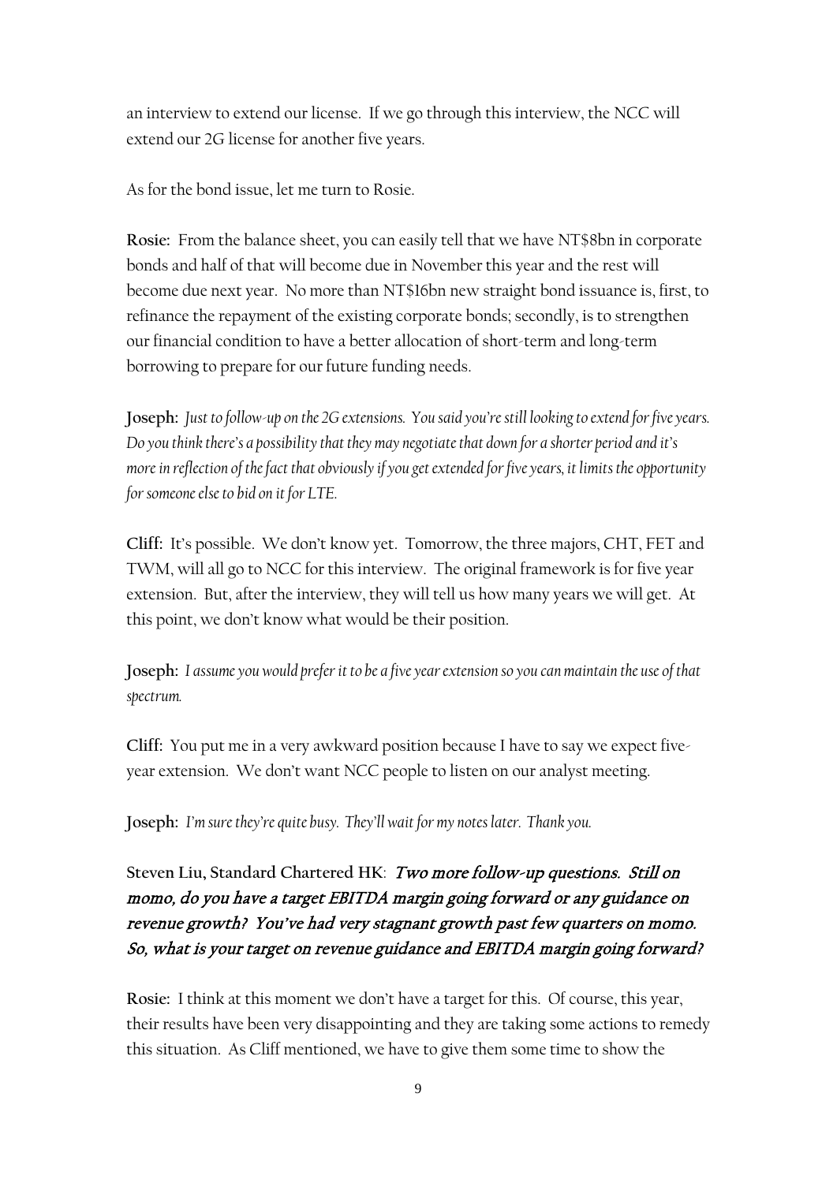an interview to extend our license. If we go through this interview, the NCC will extend our 2G license for another five years.

As for the bond issue, let me turn to Rosie.

**Rosie:** From the balance sheet, you can easily tell that we have NT$8bn in corporate bonds and half of that will become due in November this year and the rest will become due next year. No more than NT$16bn new straight bond issuance is, first, to refinance the repayment of the existing corporate bonds; secondly, is to strengthen our financial condition to have a better allocation of short-term and long-term borrowing to prepare for our future funding needs.

**Joseph:** *Just to follow-up on the 2G extensions. You said you're still looking to extend for five years. Do you think there's a possibility that they may negotiate that down for a shorter period and it's more in reflection of the fact that obviously if you get extended for five years, it limits the opportunity for someone else to bid on it for LTE.*

**Cliff:** It's possible. We don't know yet. Tomorrow, the three majors, CHT, FET and TWM, will all go to NCC for this interview. The original framework is for five year extension. But, after the interview, they will tell us how many years we will get. At this point, we don't know what would be their position.

**Joseph:** *I assume you would prefer it to be a five year extension so you can maintain the use of that spectrum.*

**Cliff:** You put me in a very awkward position because I have to say we expect five-year extension. We don't want NCC people to listen on our analyst meeting.

**Joseph:** *I'm sure they're quite busy. They'll wait for my notes later. Thank you.*

**Steven Liu, Standard Chartered HK:** ***Two more follow-up questions. Still on momo, do you have a target EBITDA margin going forward or any guidance on revenue growth? You've had very stagnant growth past few quarters on momo. So, what is your target on revenue guidance and EBITDA margin going forward?***

**Rosie:** I think at this moment we don't have a target for this. Of course, this year, their results have been very disappointing and they are taking some actions to remedy this situation. As Cliff mentioned, we have to give them some time to show the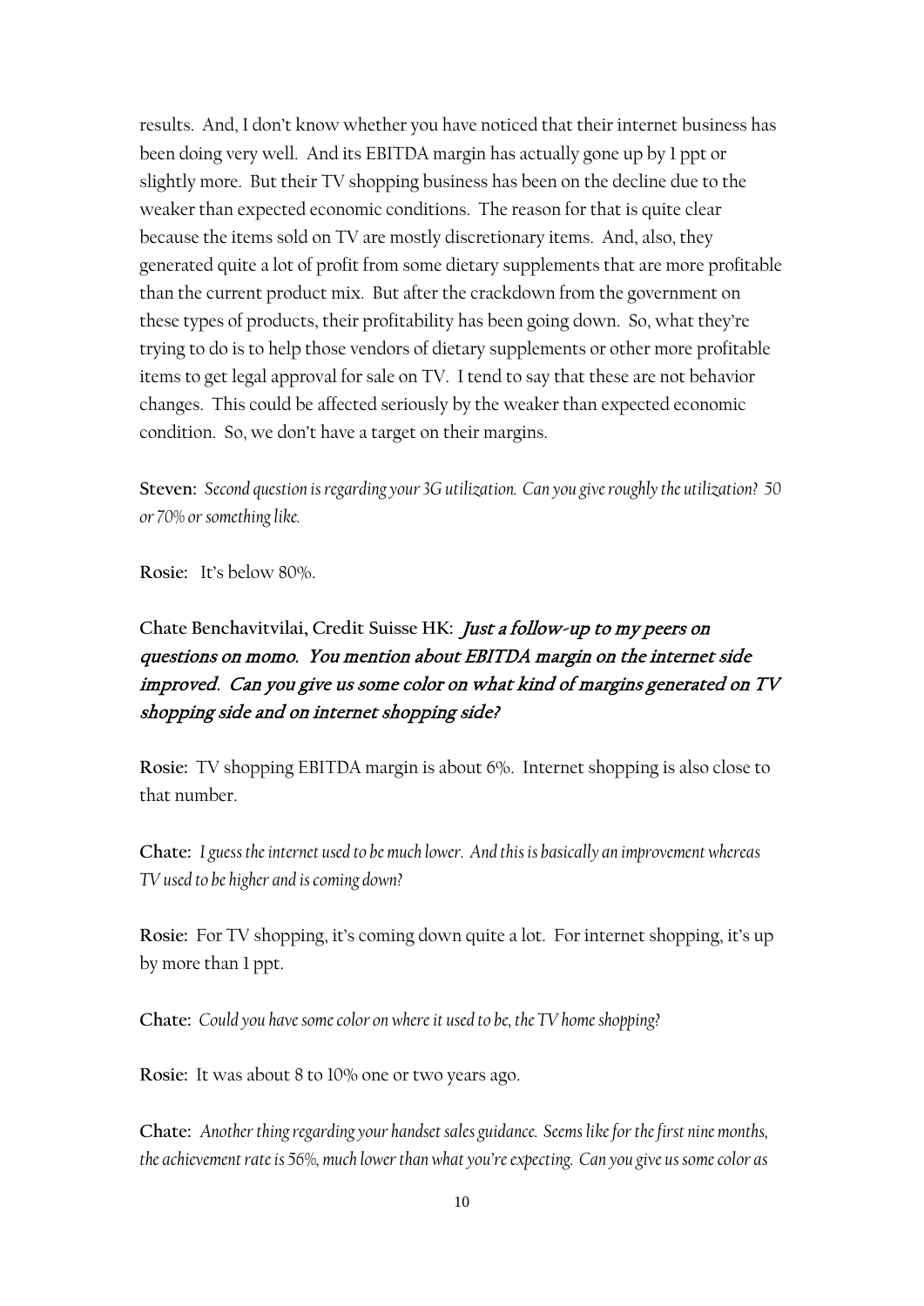results. And, I don't know whether you have noticed that their internet business has been doing very well. And its EBITDA margin has actually gone up by 1 ppt or slightly more. But their TV shopping business has been on the decline due to the weaker than expected economic conditions. The reason for that is quite clear because the items sold on TV are mostly discretionary items. And, also, they generated quite a lot of profit from some dietary supplements that are more profitable than the current product mix. But after the crackdown from the government on these types of products, their profitability has been going down. So, what they're trying to do is to help those vendors of dietary supplements or other more profitable items to get legal approval for sale on TV. I tend to say that these are not behavior changes. This could be affected seriously by the weaker than expected economic condition. So, we don't have a target on their margins.

**Steven:** *Second question is regarding your 3G utilization. Can you give roughly the utilization? 50 or 70% or something like.*

**Rosie:** It's below 80%.

**Chate Benchavitvilai, Credit Suisse HK:** ***Just a follow-up to my peers on questions on momo. You mention about EBITDA margin on the internet side improved. Can you give us some color on what kind of margins generated on TV shopping side and on internet shopping side?***

**Rosie:** TV shopping EBITDA margin is about 6%. Internet shopping is also close to that number.

**Chate:** *I guess the internet used to be much lower. And this is basically an improvement whereas TV used to be higher and is coming down?*

**Rosie:** For TV shopping, it's coming down quite a lot. For internet shopping, it's up by more than 1 ppt.

**Chate:** *Could you have some color on where it used to be, the TV home shopping?*

**Rosie:** It was about 8 to 10% one or two years ago.

**Chate:** *Another thing regarding your handset sales guidance. Seems like for the first nine months, the achievement rate is 56%, much lower than what you're expecting. Can you give us some color as*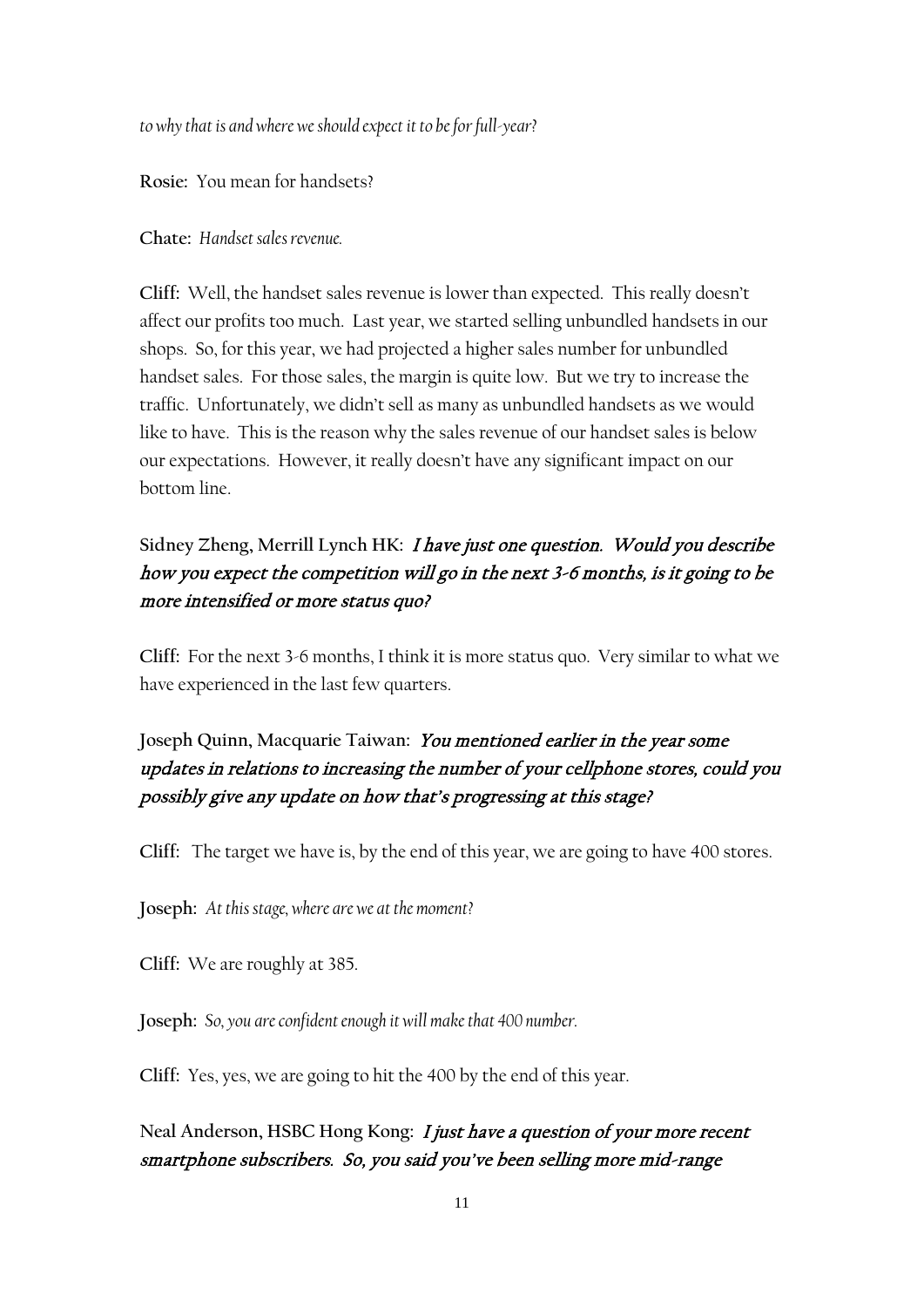*to why that is and where we should expect it to be for full-year?*

**Rosie:** You mean for handsets?

**Chate:** *Handset sales revenue.*

**Cliff:** Well, the handset sales revenue is lower than expected. This really doesn't affect our profits too much. Last year, we started selling unbundled handsets in our shops. So, for this year, we had projected a higher sales number for unbundled handset sales. For those sales, the margin is quite low. But we try to increase the traffic. Unfortunately, we didn't sell as many as unbundled handsets as we would like to have. This is the reason why the sales revenue of our handset sales is below our expectations. However, it really doesn't have any significant impact on our bottom line.

**Sidney Zheng, Merrill Lynch HK:** ***I have just one question. Would you describe how you expect the competition will go in the next 3-6 months, is it going to be more intensified or more status quo?***

**Cliff:** For the next 3-6 months, I think it is more status quo. Very similar to what we have experienced in the last few quarters.

**Joseph Quinn, Macquarie Taiwan:** ***You mentioned earlier in the year some updates in relations to increasing the number of your cellphone stores, could you possibly give any update on how that's progressing at this stage?***

**Cliff:** The target we have is, by the end of this year, we are going to have 400 stores.

**Joseph:** *At this stage, where are we at the moment?*

**Cliff:** We are roughly at 385.

**Joseph:** *So, you are confident enough it will make that 400 number.*

**Cliff:** Yes, yes, we are going to hit the 400 by the end of this year.

**Neal Anderson, HSBC Hong Kong:** ***I just have a question of your more recent smartphone subscribers. So, you said you've been selling more mid-range***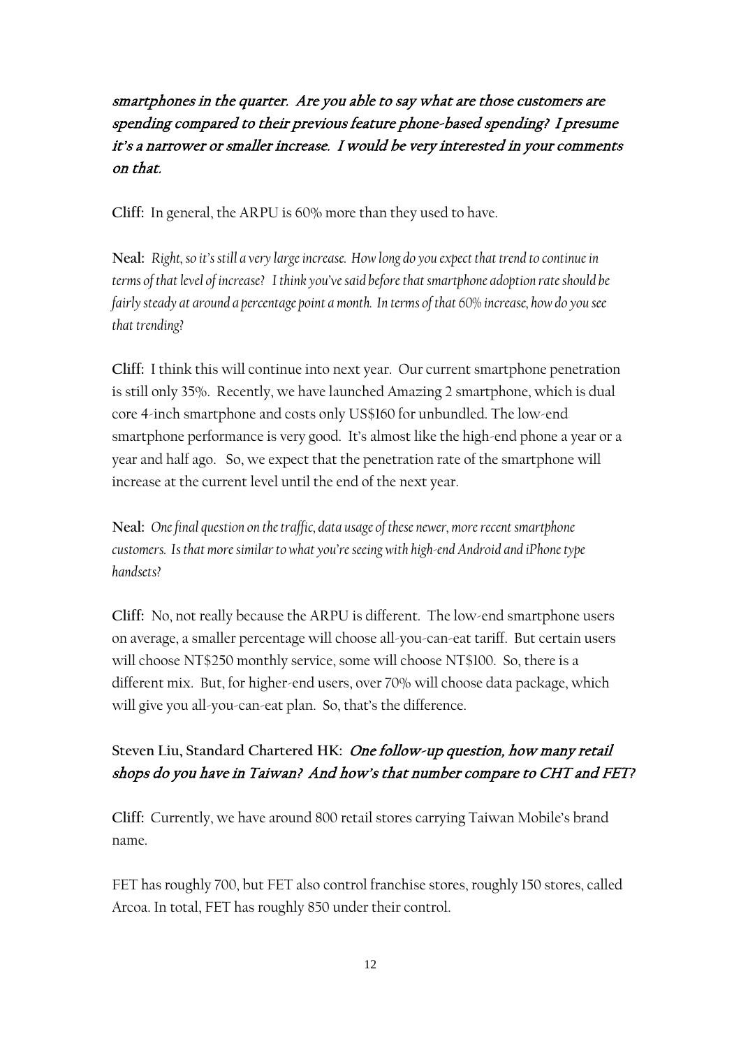*smartphones in the quarter. Are you able to say what are those customers are spending compared to their previous feature phone-based spending? I presume it's a narrower or smaller increase. I would be very interested in your comments on that.*

**Cliff:** In general, the ARPU is 60% more than they used to have.

**Neal:** *Right, so it's still a very large increase. How long do you expect that trend to continue in terms of that level of increase? I think you've said before that smartphone adoption rate should be fairly steady at around a percentage point a month. In terms of that 60% increase, how do you see that trending?*

**Cliff:** I think this will continue into next year. Our current smartphone penetration is still only 35%. Recently, we have launched Amazing 2 smartphone, which is dual core 4-inch smartphone and costs only US$160 for unbundled. The low-end smartphone performance is very good. It's almost like the high-end phone a year or a year and half ago. So, we expect that the penetration rate of the smartphone will increase at the current level until the end of the next year.

**Neal:** *One final question on the traffic, data usage of these newer, more recent smartphone customers. Is that more similar to what you're seeing with high-end Android and iPhone type handsets?*

**Cliff:** No, not really because the ARPU is different. The low-end smartphone users on average, a smaller percentage will choose all-you-can-eat tariff. But certain users will choose NT$250 monthly service, some will choose NT$100. So, there is a different mix. But, for higher-end users, over 70% will choose data package, which will give you all-you-can-eat plan. So, that's the difference.

**Steven Liu, Standard Chartered HK:** *One follow-up question, how many retail shops do you have in Taiwan? And how's that number compare to CHT and FET?*

**Cliff:** Currently, we have around 800 retail stores carrying Taiwan Mobile's brand name.

FET has roughly 700, but FET also control franchise stores, roughly 150 stores, called Arcoa. In total, FET has roughly 850 under their control.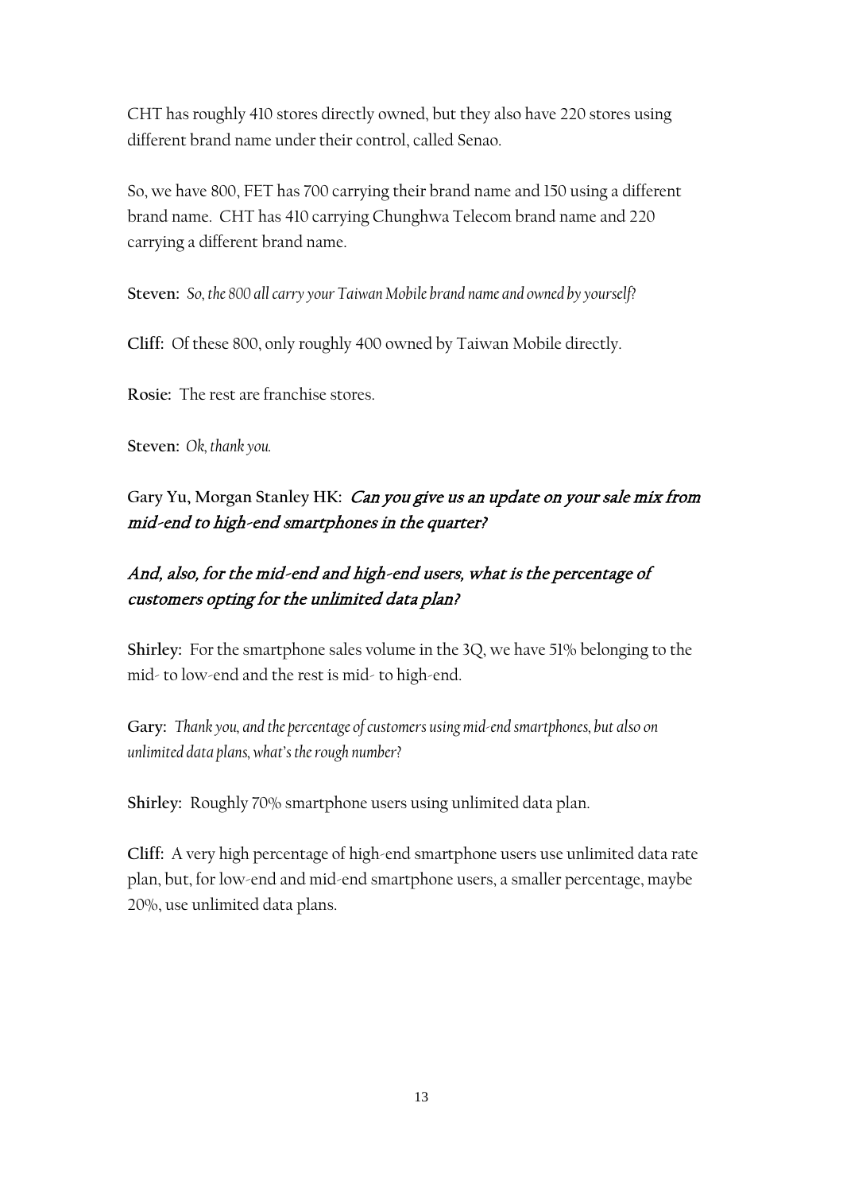CHT has roughly 410 stores directly owned, but they also have 220 stores using different brand name under their control, called Senao.

So, we have 800, FET has 700 carrying their brand name and 150 using a different brand name. CHT has 410 carrying Chunghwa Telecom brand name and 220 carrying a different brand name.

**Steven:** *So, the 800 all carry your Taiwan Mobile brand name and owned by yourself?*

**Cliff:** Of these 800, only roughly 400 owned by Taiwan Mobile directly.

**Rosie:** The rest are franchise stores.

**Steven:** *Ok, thank you.*

**Gary Yu, Morgan Stanley HK:** ***Can you give us an update on your sale mix from mid-end to high-end smartphones in the quarter?***

***And, also, for the mid-end and high-end users, what is the percentage of customers opting for the unlimited data plan?***

**Shirley:** For the smartphone sales volume in the 3Q, we have 51% belonging to the mid- to low-end and the rest is mid- to high-end.

**Gary:** *Thank you, and the percentage of customers using mid-end smartphones, but also on unlimited data plans, what's the rough number?*

**Shirley:** Roughly 70% smartphone users using unlimited data plan.

**Cliff:** A very high percentage of high-end smartphone users use unlimited data rate plan, but, for low-end and mid-end smartphone users, a smaller percentage, maybe 20%, use unlimited data plans.